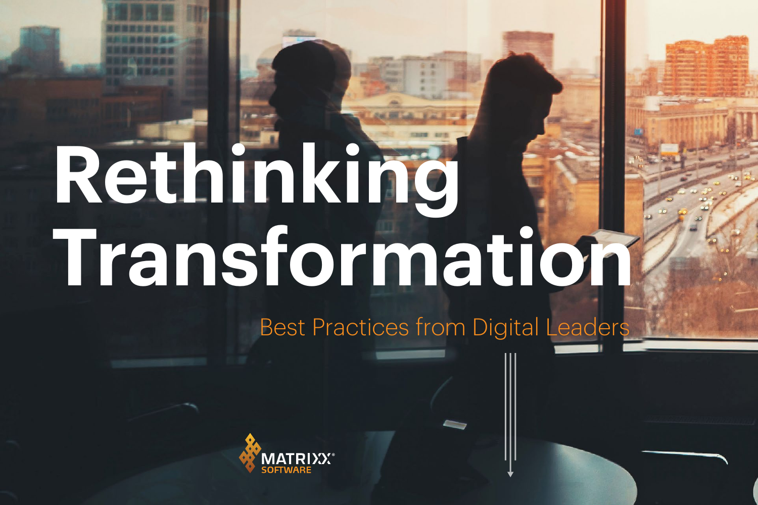# Rethinking Transformation

Best Practices from Digital Leaders

MATRIXX® SOFTWARE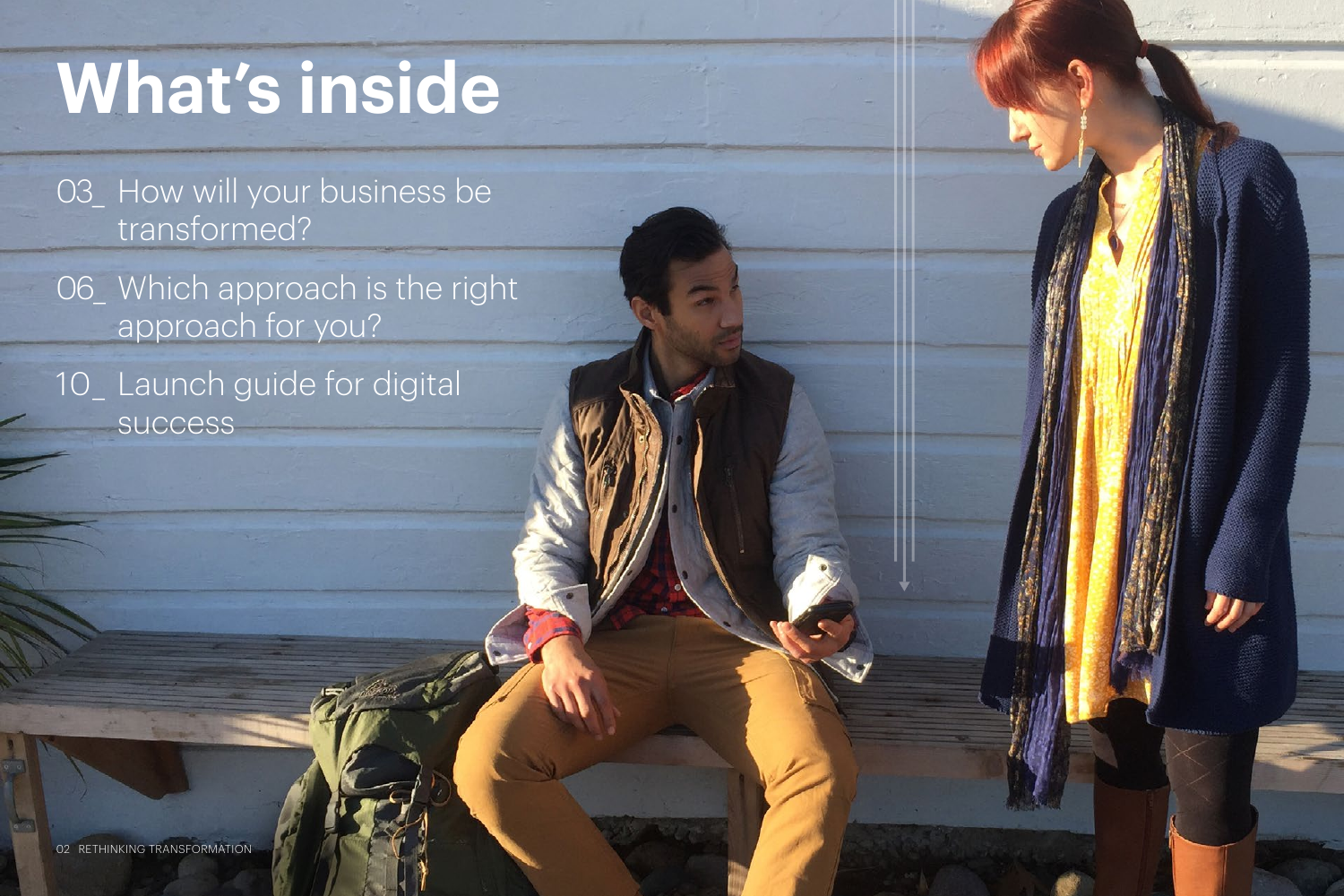# What's inside

03_ How will your business be transformed?

06_ Which approach is the right approach for you?

10_ Launch guide for digital success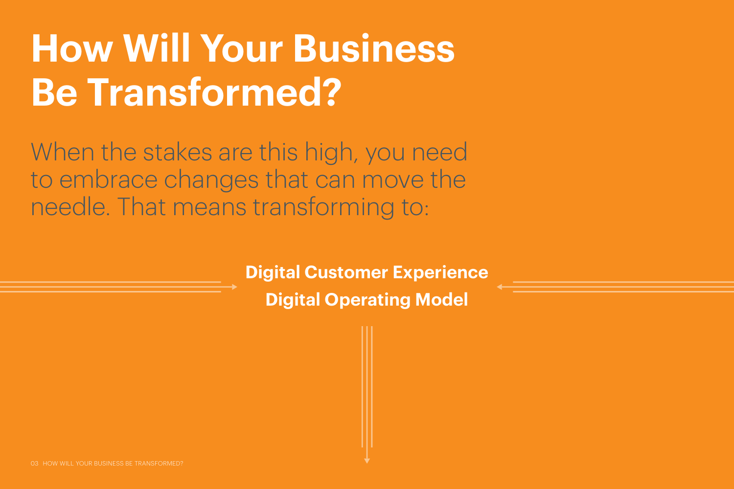# How Will Your Business Be Transformed?

When the stakes are this high, you need to embrace changes that can move the needle. That means transforming to:

**Digital Customer Experience**

**Digital Operating Model**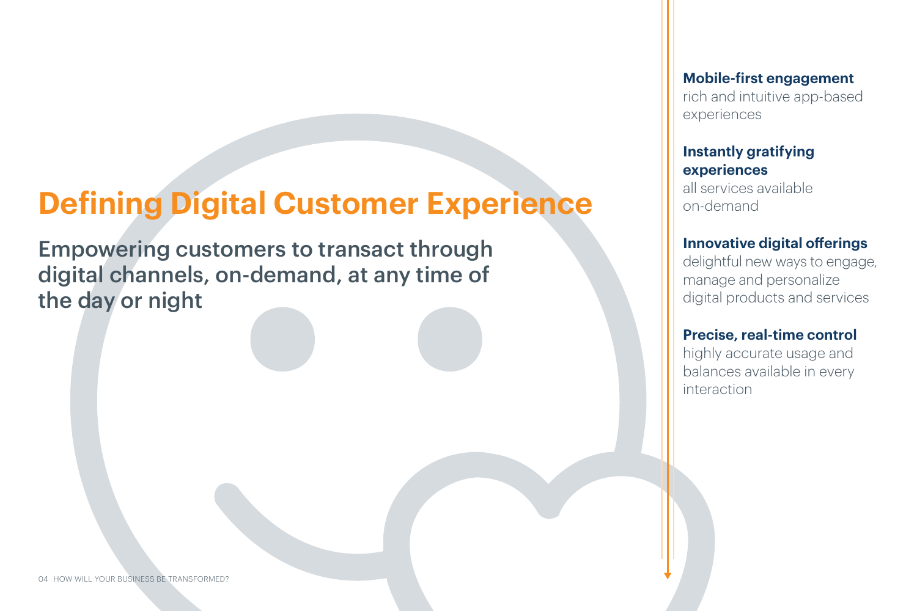# Defining Digital Customer Experience

## Empowering customers to transact through digital channels, on-demand, at any time of the day or night

**Mobile-first engagement**
rich and intuitive app-based experiences

**Instantly gratifying experiences**
all services available on-demand

**Innovative digital offerings**
delightful new ways to engage, manage and personalize digital products and services

**Precise, real-time control**
highly accurate usage and balances available in every interaction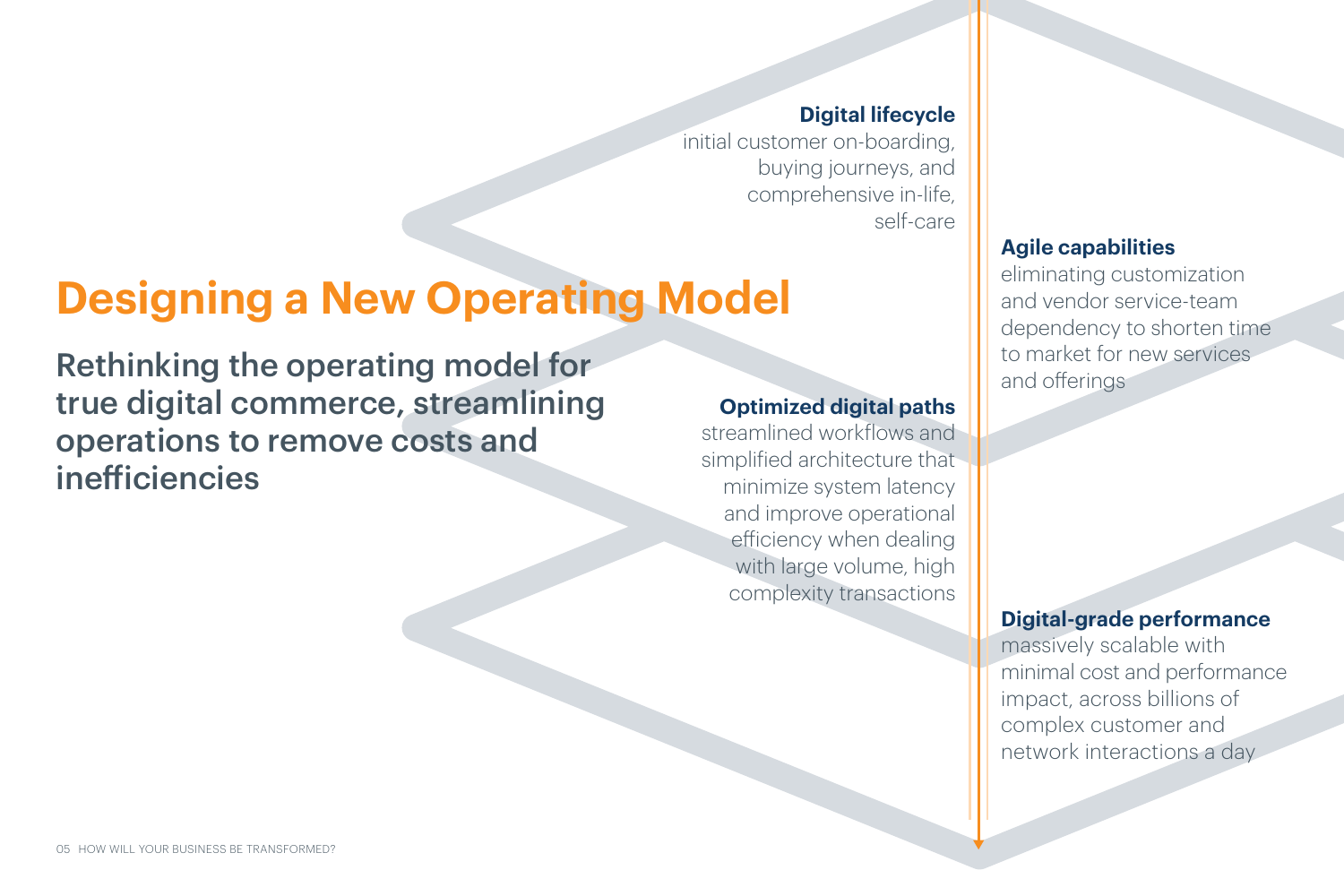# Designing a New Operating Model

## Rethinking the operating model for true digital commerce, streamlining operations to remove costs and inefficiencies

**Digital lifecycle**
initial customer on-boarding, buying journeys, and comprehensive in-life, self-care

**Agile capabilities**
eliminating customization and vendor service-team dependency to shorten time to market for new services and offerings

**Optimized digital paths**
streamlined workflows and simplified architecture that minimize system latency and improve operational efficiency when dealing with large volume, high complexity transactions

**Digital-grade performance**
massively scalable with minimal cost and performance impact, across billions of complex customer and network interactions a day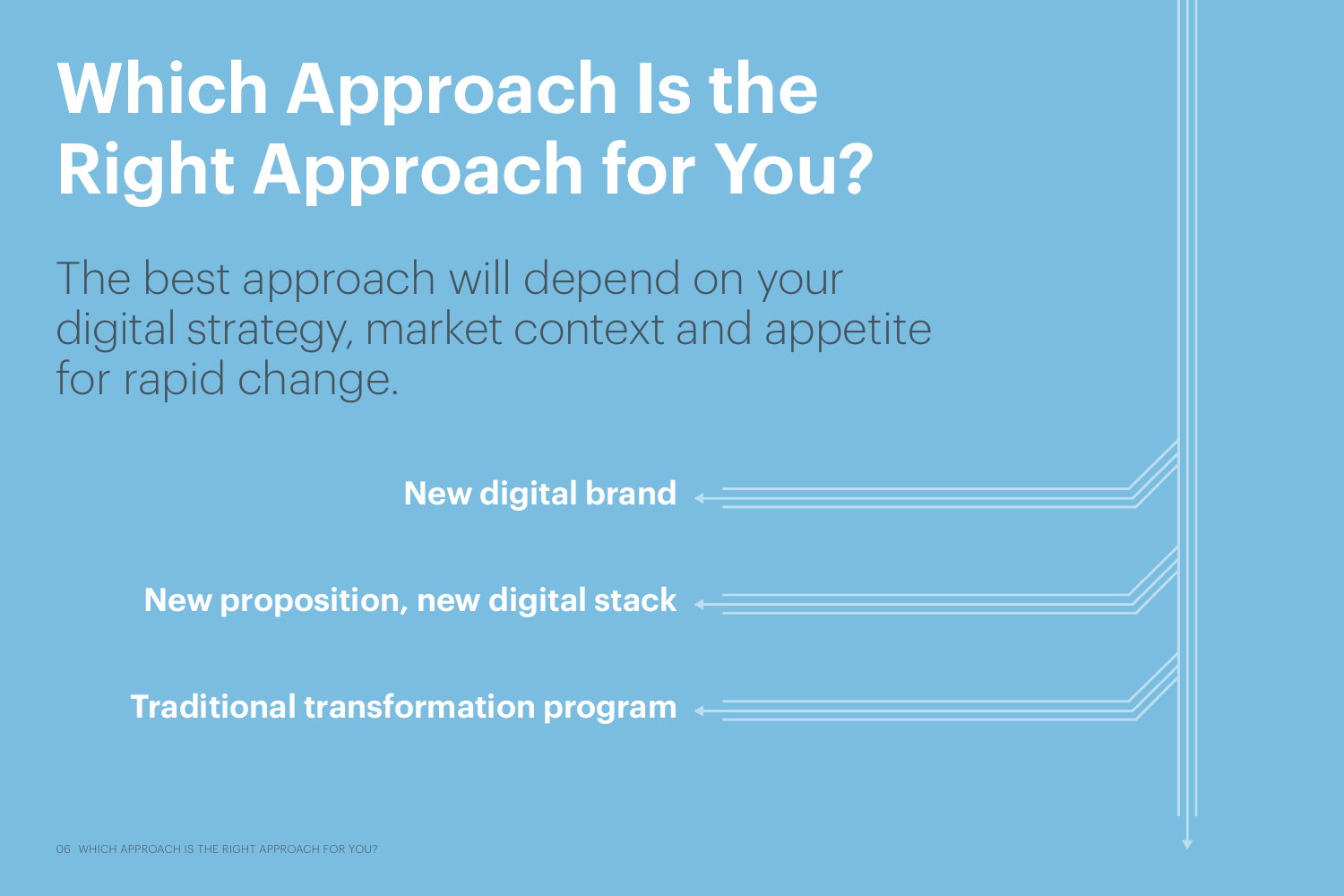# Which Approach Is the Right Approach for You?

The best approach will depend on your digital strategy, market context and appetite for rapid change.

**New digital brand**

**New proposition, new digital stack**

**Traditional transformation program**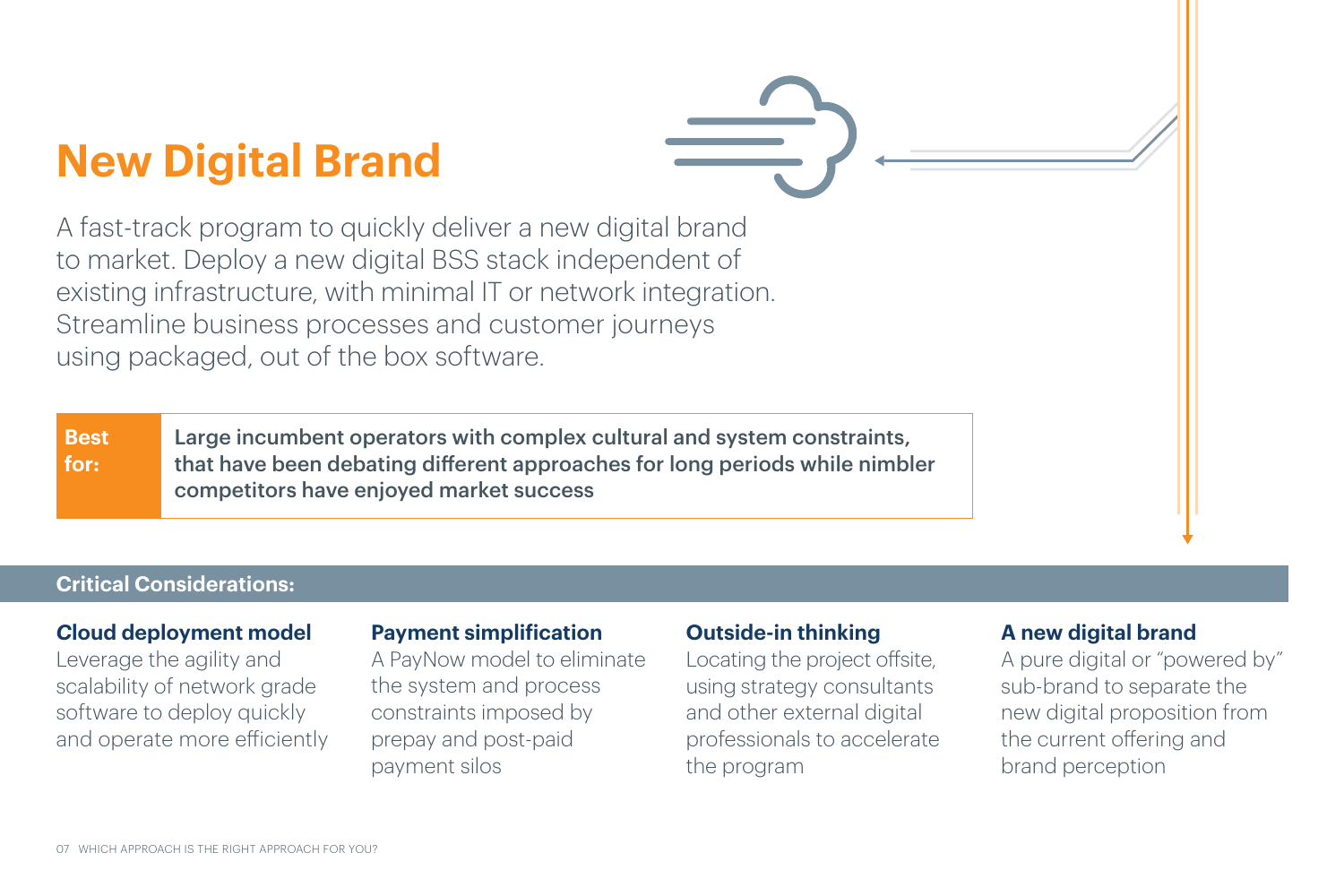# New Digital Brand

A fast-track program to quickly deliver a new digital brand to market. Deploy a new digital BSS stack independent of existing infrastructure, with minimal IT or network integration. Streamline business processes and customer journeys using packaged, out of the box software.

**Best for:** **Large incumbent operators with complex cultural and system constraints, that have been debating different approaches for long periods while nimbler competitors have enjoyed market success**

## Critical Considerations:

### Cloud deployment model

Leverage the agility and scalability of network grade software to deploy quickly and operate more efficiently

### Payment simplification

A PayNow model to eliminate the system and process constraints imposed by prepay and post-paid payment silos

### Outside-in thinking

Locating the project offsite, using strategy consultants and other external digital professionals to accelerate the program

### A new digital brand

A pure digital or "powered by" sub-brand to separate the new digital proposition from the current offering and brand perception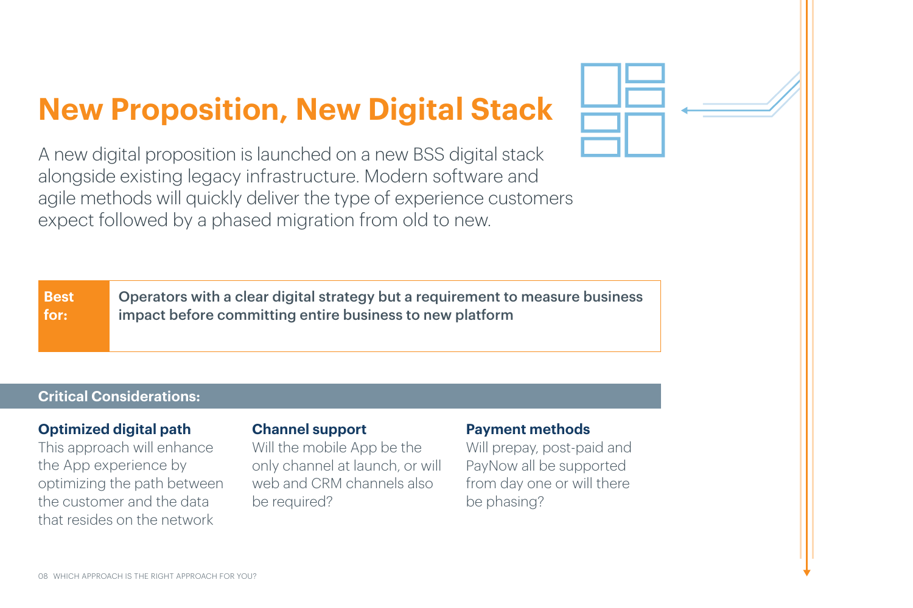# New Proposition, New Digital Stack

A new digital proposition is launched on a new BSS digital stack alongside existing legacy infrastructure. Modern software and agile methods will quickly deliver the type of experience customers expect followed by a phased migration from old to new.

| Best for: | Operators with a clear digital strategy but a requirement to measure business impact before committing entire business to new platform |
|---|---|

## Critical Considerations:

### Optimized digital path

This approach will enhance the App experience by optimizing the path between the customer and the data that resides on the network

### Channel support

Will the mobile App be the only channel at launch, or will web and CRM channels also be required?

### Payment methods

Will prepay, post-paid and PayNow all be supported from day one or will there be phasing?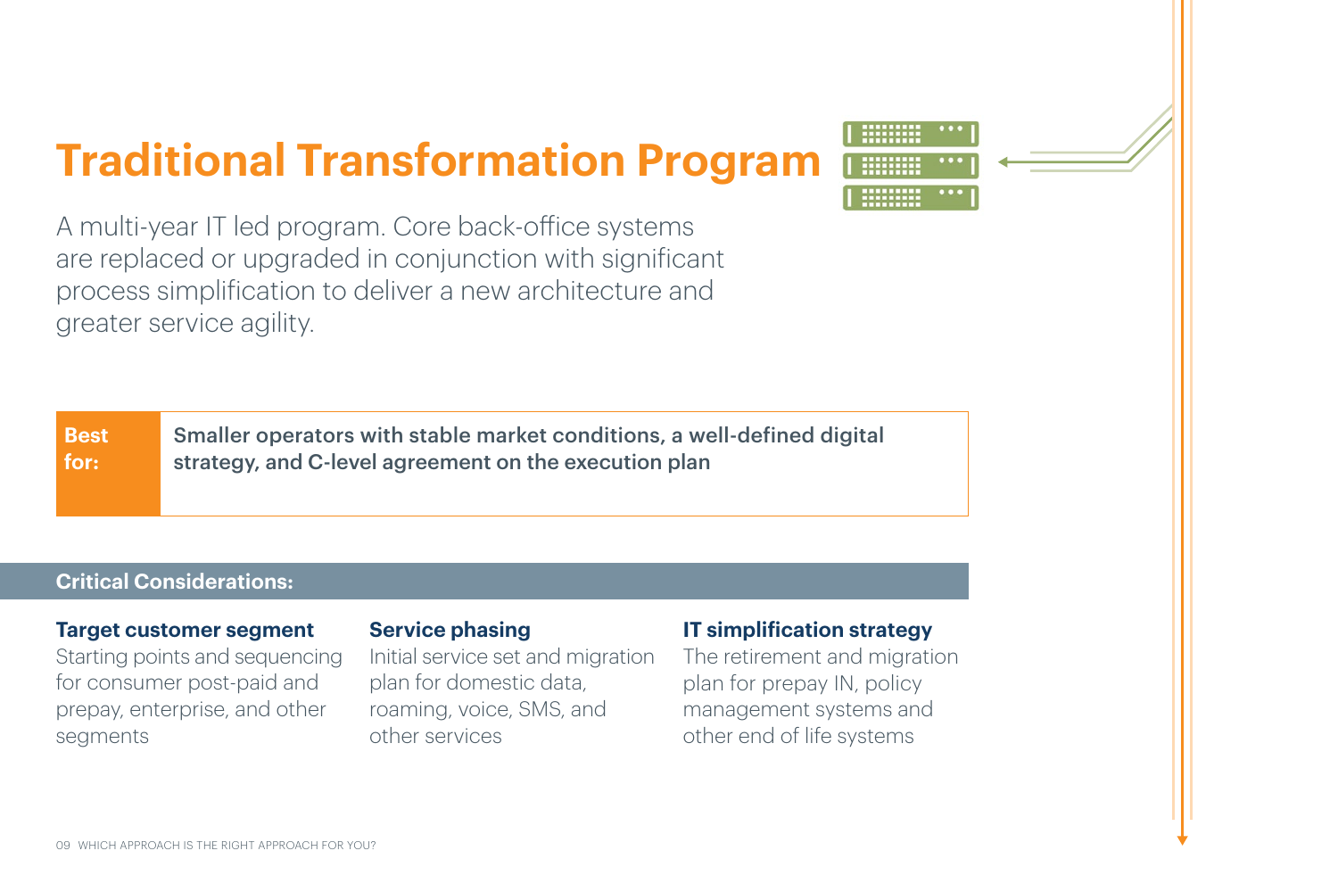# Traditional Transformation Program

A multi-year IT led program. Core back-office systems are replaced or upgraded in conjunction with significant process simplification to deliver a new architecture and greater service agility.

| Best for: | Smaller operators with stable market conditions, a well-defined digital strategy, and C-level agreement on the execution plan |
|---|---|

## Critical Considerations:

### Target customer segment

Starting points and sequencing for consumer post-paid and prepay, enterprise, and other segments

### Service phasing

Initial service set and migration plan for domestic data, roaming, voice, SMS, and other services

### IT simplification strategy

The retirement and migration plan for prepay IN, policy management systems and other end of life systems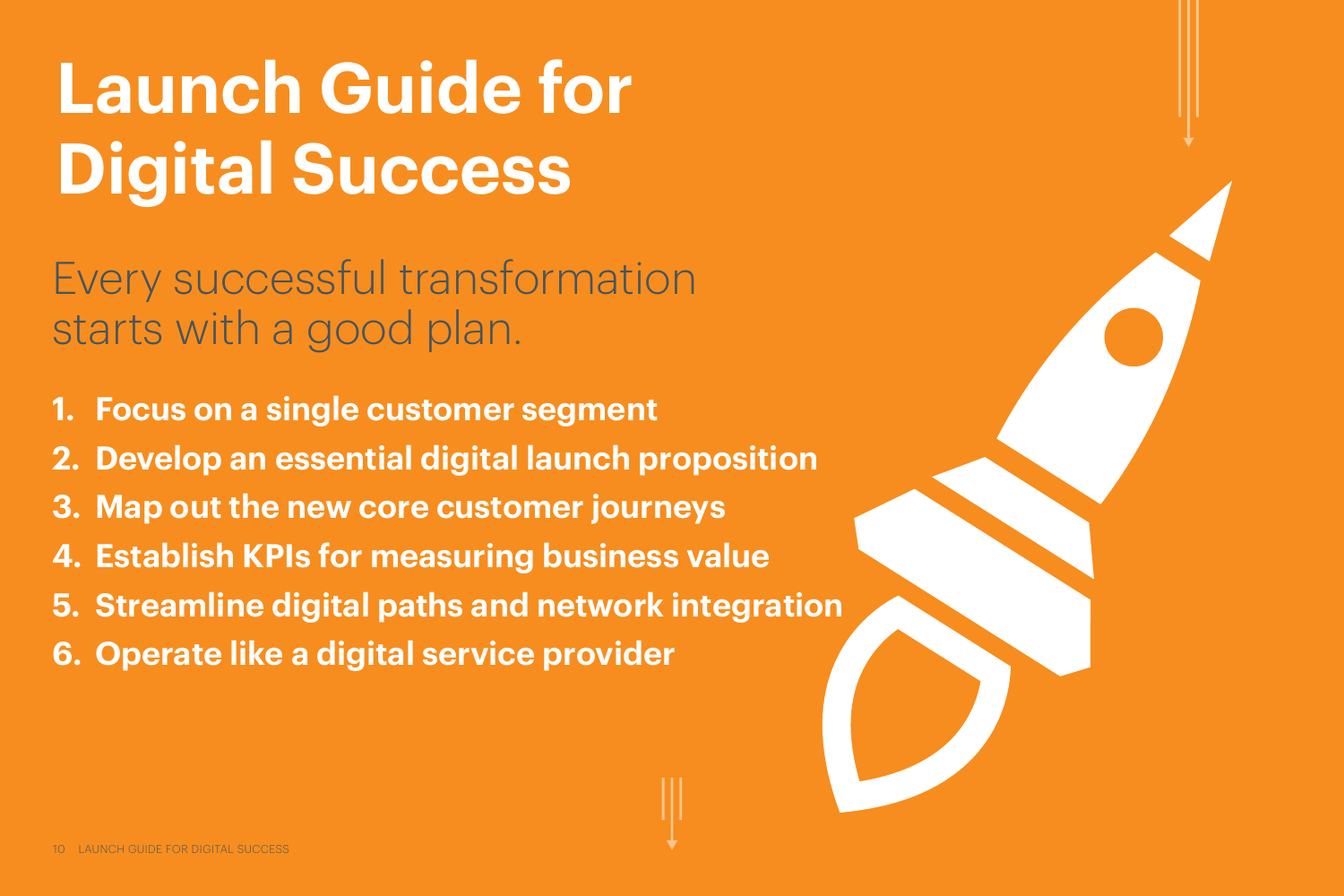# Launch Guide for Digital Success

Every successful transformation starts with a good plan.

1. **Focus on a single customer segment**
2. **Develop an essential digital launch proposition**
3. **Map out the new core customer journeys**
4. **Establish KPIs for measuring business value**
5. **Streamline digital paths and network integration**
6. **Operate like a digital service provider**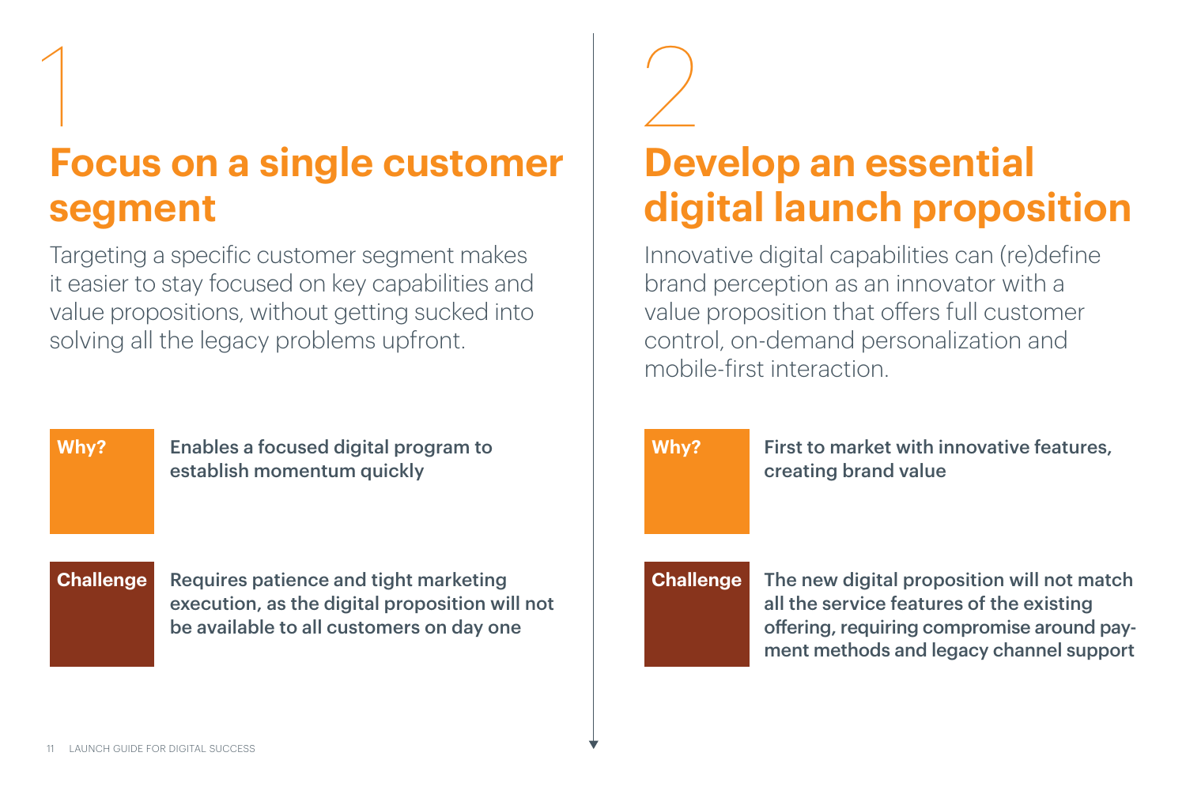## 1

## Focus on a single customer segment

Targeting a specific customer segment makes it easier to stay focused on key capabilities and value propositions, without getting sucked into solving all the legacy problems upfront.

**Why?** Enables a focused digital program to establish momentum quickly

**Challenge** Requires patience and tight marketing execution, as the digital proposition will not be available to all customers on day one

## 2

## Develop an essential digital launch proposition

Innovative digital capabilities can (re)define brand perception as an innovator with a value proposition that offers full customer control, on-demand personalization and mobile-first interaction.

**Why?** First to market with innovative features, creating brand value

**Challenge** The new digital proposition will not match all the service features of the existing offering, requiring compromise around payment methods and legacy channel support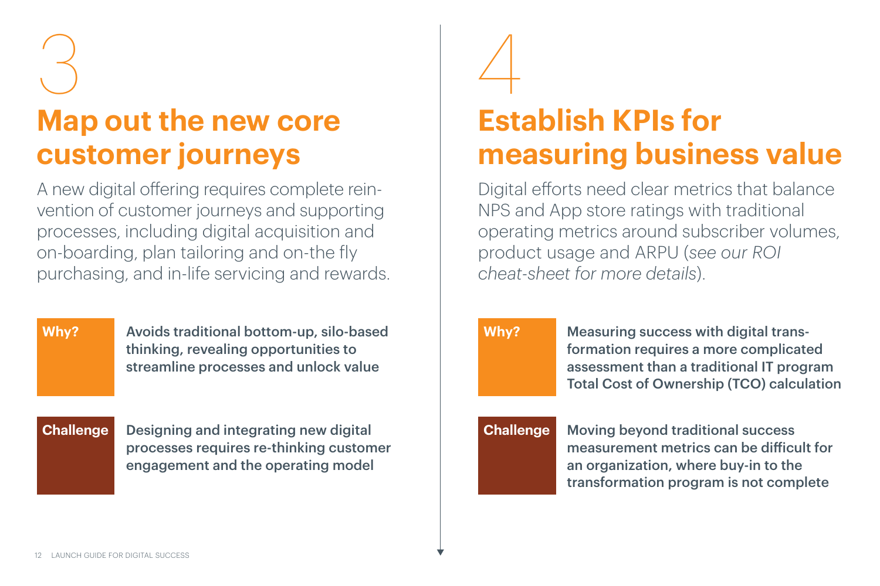3

## Map out the new core customer journeys

A new digital offering requires complete reinvention of customer journeys and supporting processes, including digital acquisition and on-boarding, plan tailoring and on-the fly purchasing, and in-life servicing and rewards.

**Why?** **Avoids traditional bottom-up, silo-based thinking, revealing opportunities to streamline processes and unlock value**

**Challenge** **Designing and integrating new digital processes requires re-thinking customer engagement and the operating model**

4

## Establish KPIs for measuring business value

Digital efforts need clear metrics that balance NPS and App store ratings with traditional operating metrics around subscriber volumes, product usage and ARPU (*see our ROI cheat-sheet for more details*).

**Why?** **Measuring success with digital transformation requires a more complicated assessment than a traditional IT program Total Cost of Ownership (TCO) calculation**

**Challenge** **Moving beyond traditional success measurement metrics can be difficult for an organization, where buy-in to the transformation program is not complete**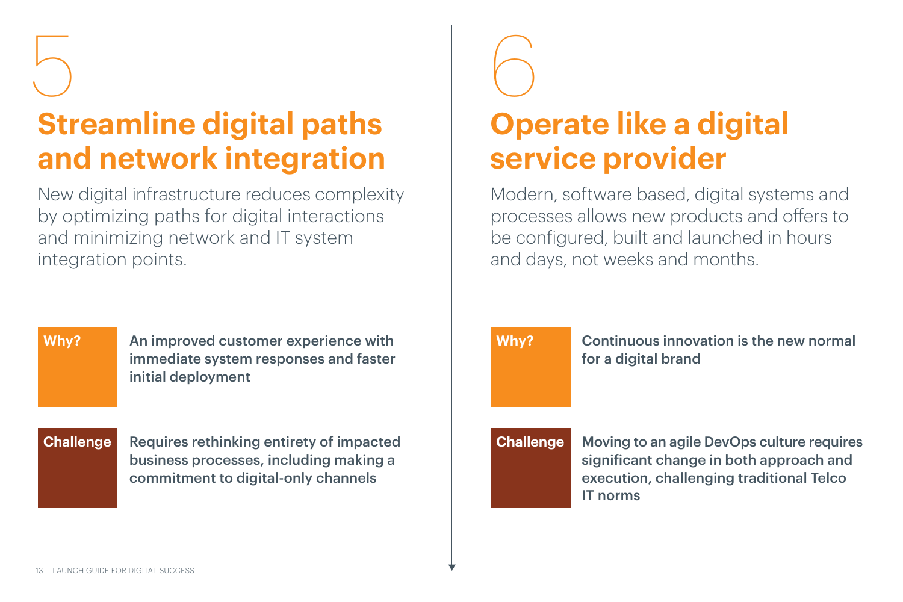# 5

## Streamline digital paths and network integration

New digital infrastructure reduces complexity by optimizing paths for digital interactions and minimizing network and IT system integration points.

**Why?**

**An improved customer experience with immediate system responses and faster initial deployment**

**Challenge**

**Requires rethinking entirety of impacted business processes, including making a commitment to digital-only channels**

# 6

## Operate like a digital service provider

Modern, software based, digital systems and processes allows new products and offers to be configured, built and launched in hours and days, not weeks and months.

**Why?**

**Continuous innovation is the new normal for a digital brand**

**Challenge**

**Moving to an agile DevOps culture requires significant change in both approach and execution, challenging traditional Telco IT norms**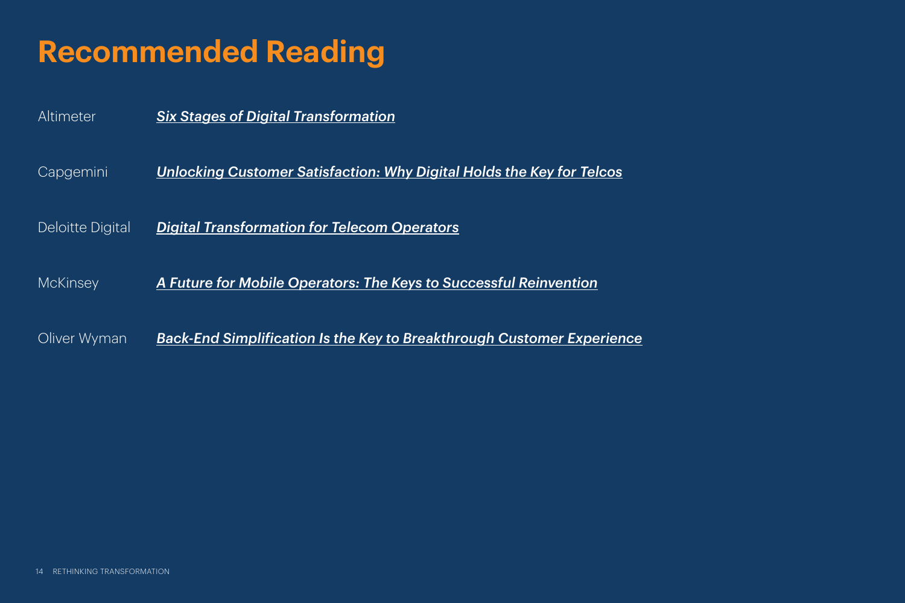# Recommended Reading

| | |
|---|---|
| Altimeter | ***Six Stages of Digital Transformation*** |
| Capgemini | ***Unlocking Customer Satisfaction: Why Digital Holds the Key for Telcos*** |
| Deloitte Digital | ***Digital Transformation for Telecom Operators*** |
| McKinsey | ***A Future for Mobile Operators: The Keys to Successful Reinvention*** |
| Oliver Wyman | ***Back-End Simplification Is the Key to Breakthrough Customer Experience*** |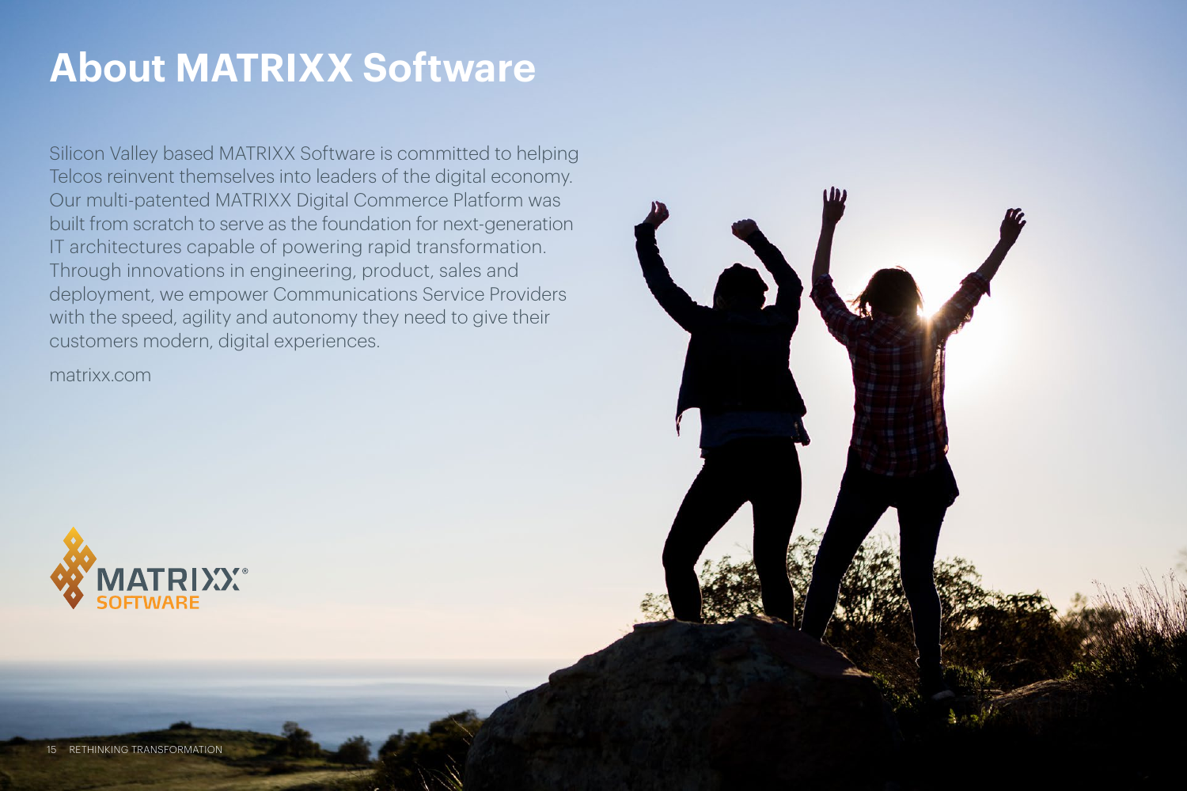# About MATRIXX Software

Silicon Valley based MATRIXX Software is committed to helping Telcos reinvent themselves into leaders of the digital economy. Our multi-patented MATRIXX Digital Commerce Platform was built from scratch to serve as the foundation for next-generation IT architectures capable of powering rapid transformation. Through innovations in engineering, product, sales and deployment, we empower Communications Service Providers with the speed, agility and autonomy they need to give their customers modern, digital experiences.

matrixx.com